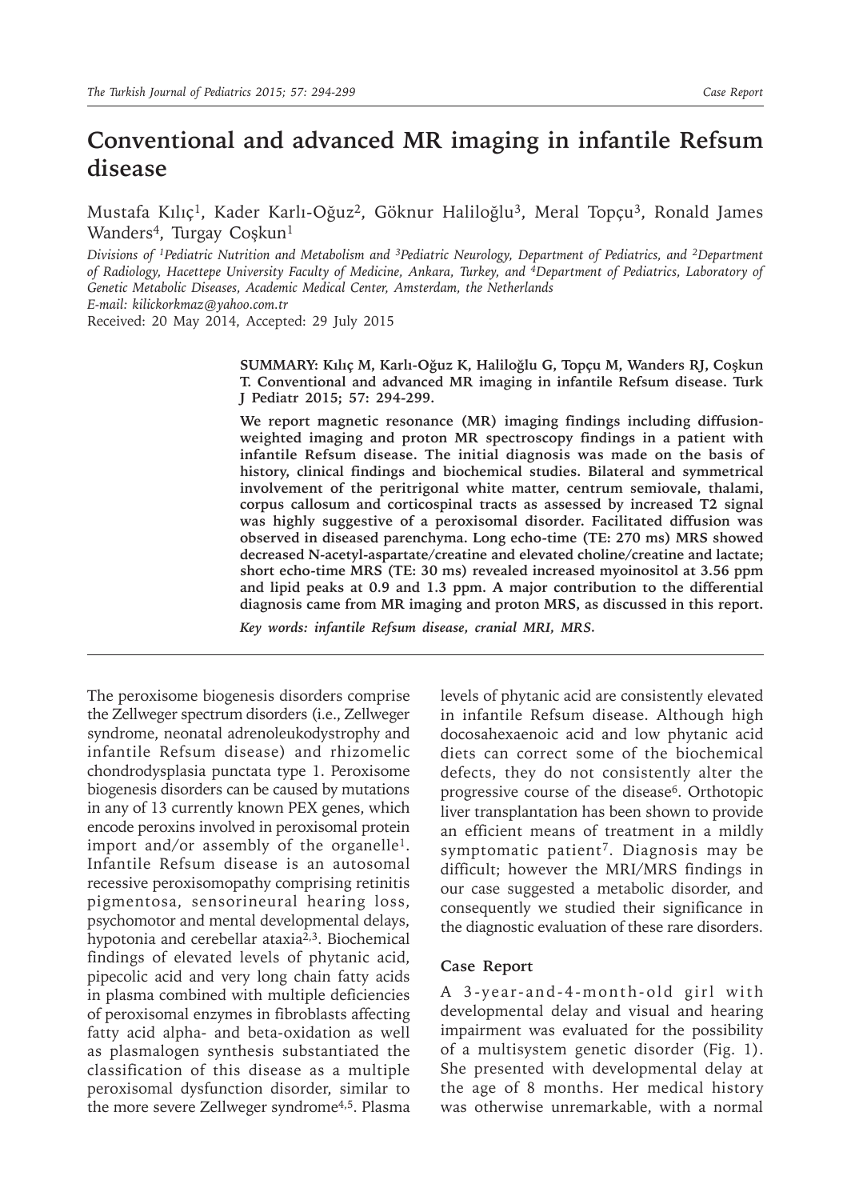# Conventional and advanced MR imaging in infantile Refsum disease

Mustafa Kılıç[1], Kader Karlı-Oğuz[2], Göknur Haliloğlu[3], Meral Topçu[3], Ronald James Wanders[4], Turgay Coşkun[1]

*Divisions of [1]Pediatric Nutrition and Metabolism and [3]Pediatric Neurology, Department of Pediatrics, and [2]Department of Radiology, Hacettepe University Faculty of Medicine, Ankara, Turkey, and [4]Department of Pediatrics, Laboratory of Genetic Metabolic Diseases, Academic Medical Center, Amsterdam, the Netherlands*

*E-mail: kilickorkmaz@yahoo.com.tr*

Received: 20 May 2014, Accepted: 29 July 2015

**SUMMARY: Kılıç M, Karlı-Oğuz K, Haliloğlu G, Topçu M, Wanders RJ, Coşkun T. Conventional and advanced MR imaging in infantile Refsum disease. Turk J Pediatr 2015; 57: 294-299.**

**We report magnetic resonance (MR) imaging findings including diffusion-weighted imaging and proton MR spectroscopy findings in a patient with infantile Refsum disease. The initial diagnosis was made on the basis of history, clinical findings and biochemical studies. Bilateral and symmetrical involvement of the peritrigonal white matter, centrum semiovale, thalami, corpus callosum and corticospinal tracts as assessed by increased T2 signal was highly suggestive of a peroxisomal disorder. Facilitated diffusion was observed in diseased parenchyma. Long echo-time (TE: 270 ms) MRS showed decreased N-acetyl-aspartate/creatine and elevated choline/creatine and lactate; short echo-time MRS (TE: 30 ms) revealed increased myoinositol at 3.56 ppm and lipid peaks at 0.9 and 1.3 ppm. A major contribution to the differential diagnosis came from MR imaging and proton MRS, as discussed in this report.**

***Key words: infantile Refsum disease, cranial MRI, MRS.***

The peroxisome biogenesis disorders comprise the Zellweger spectrum disorders (i.e., Zellweger syndrome, neonatal adrenoleukodystrophy and infantile Refsum disease) and rhizomelic chondrodysplasia punctata type 1. Peroxisome biogenesis disorders can be caused by mutations in any of 13 currently known PEX genes, which encode peroxins involved in peroxisomal protein import and/or assembly of the organelle[1]. Infantile Refsum disease is an autosomal recessive peroxisomopathy comprising retinitis pigmentosa, sensorineural hearing loss, psychomotor and mental developmental delays, hypotonia and cerebellar ataxia[2,3]. Biochemical findings of elevated levels of phytanic acid, pipecolic acid and very long chain fatty acids in plasma combined with multiple deficiencies of peroxisomal enzymes in fibroblasts affecting fatty acid alpha- and beta-oxidation as well as plasmalogen synthesis substantiated the classification of this disease as a multiple peroxisomal dysfunction disorder, similar to the more severe Zellweger syndrome[4,5]. Plasma levels of phytanic acid are consistently elevated in infantile Refsum disease. Although high docosahexaenoic acid and low phytanic acid diets can correct some of the biochemical defects, they do not consistently alter the progressive course of the disease[6]. Orthotopic liver transplantation has been shown to provide an efficient means of treatment in a mildly symptomatic patient[7]. Diagnosis may be difficult; however the MRI/MRS findings in our case suggested a metabolic disorder, and consequently we studied their significance in the diagnostic evaluation of these rare disorders.

## Case Report

A 3-year-and-4-month-old girl with developmental delay and visual and hearing impairment was evaluated for the possibility of a multisystem genetic disorder (Fig. 1). She presented with developmental delay at the age of 8 months. Her medical history was otherwise unremarkable, with a normal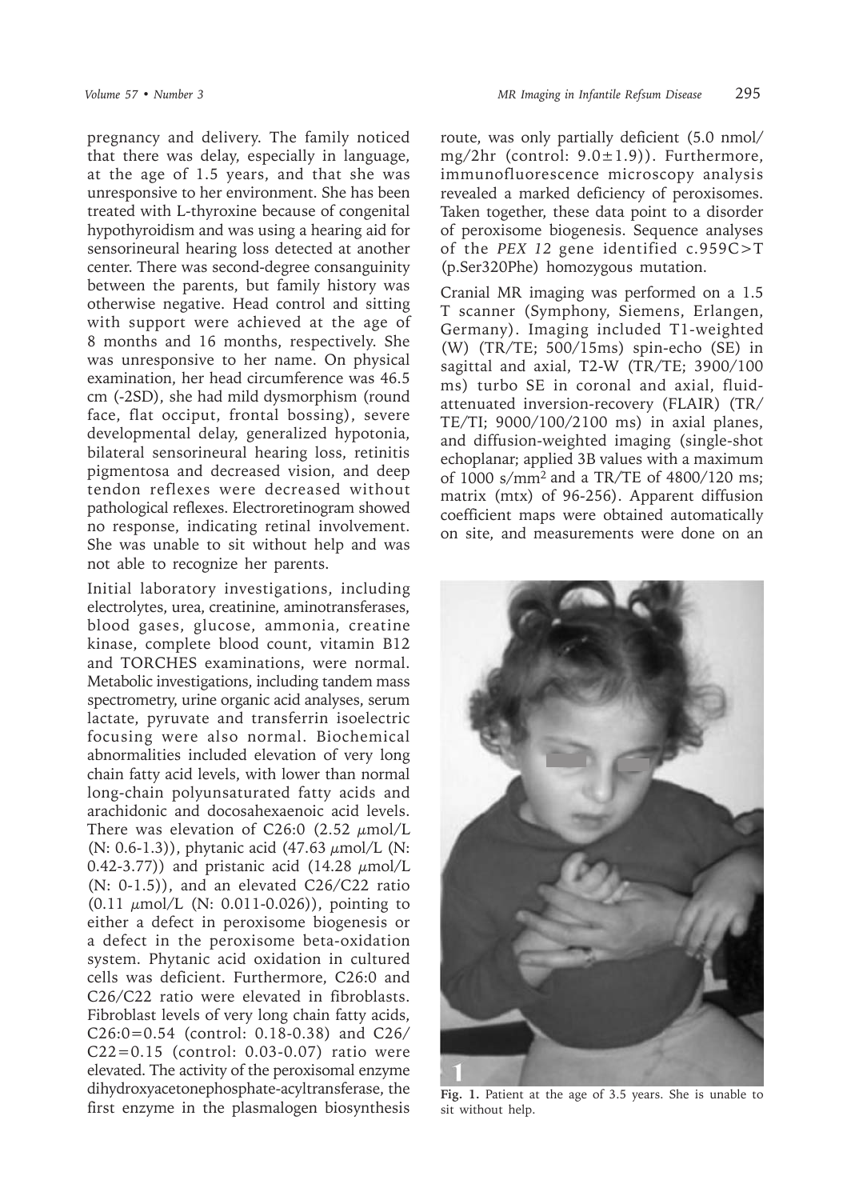pregnancy and delivery. The family noticed that there was delay, especially in language, at the age of 1.5 years, and that she was unresponsive to her environment. She has been treated with L-thyroxine because of congenital hypothyroidism and was using a hearing aid for sensorineural hearing loss detected at another center. There was second-degree consanguinity between the parents, but family history was otherwise negative. Head control and sitting with support were achieved at the age of 8 months and 16 months, respectively. She was unresponsive to her name. On physical examination, her head circumference was 46.5 cm (-2SD), she had mild dysmorphism (round face, flat occiput, frontal bossing), severe developmental delay, generalized hypotonia, bilateral sensorineural hearing loss, retinitis pigmentosa and decreased vision, and deep tendon reflexes were decreased without pathological reflexes. Electroretinogram showed no response, indicating retinal involvement. She was unable to sit without help and was not able to recognize her parents.

Initial laboratory investigations, including electrolytes, urea, creatinine, aminotransferases, blood gases, glucose, ammonia, creatine kinase, complete blood count, vitamin B12 and TORCHES examinations, were normal. Metabolic investigations, including tandem mass spectrometry, urine organic acid analyses, serum lactate, pyruvate and transferrin isoelectric focusing were also normal. Biochemical abnormalities included elevation of very long chain fatty acid levels, with lower than normal long-chain polyunsaturated fatty acids and arachidonic and docosahexaenoic acid levels. There was elevation of C26:0 (2.52 $\mu$mol/L (N: 0.6-1.3)), phytanic acid (47.63 $\mu$mol/L (N: 0.42-3.77)) and pristanic acid (14.28 $\mu$mol/L (N: 0-1.5)), and an elevated C26/C22 ratio (0.11 $\mu$mol/L (N: 0.011-0.026)), pointing to either a defect in peroxisome biogenesis or a defect in the peroxisome beta-oxidation system. Phytanic acid oxidation in cultured cells was deficient. Furthermore, C26:0 and C26/C22 ratio were elevated in fibroblasts. Fibroblast levels of very long chain fatty acids, C26:0=0.54 (control: 0.18-0.38) and C26/C22=0.15 (control: 0.03-0.07) ratio were elevated. The activity of the peroxisomal enzyme dihydroxyacetonephosphate-acyltransferase, the first enzyme in the plasmalogen biosynthesis route, was only partially deficient (5.0 nmol/mg/2hr (control: 9.0±1.9)). Furthermore, immunofluorescence microscopy analysis revealed a marked deficiency of peroxisomes. Taken together, these data point to a disorder of peroxisome biogenesis. Sequence analyses of the *PEX 12* gene identified c.959C>T (p.Ser320Phe) homozygous mutation.

Cranial MR imaging was performed on a 1.5 T scanner (Symphony, Siemens, Erlangen, Germany). Imaging included T1-weighted (W) (TR/TE; 500/15ms) spin-echo (SE) in sagittal and axial, T2-W (TR/TE; 3900/100 ms) turbo SE in coronal and axial, fluid-attenuated inversion-recovery (FLAIR) (TR/TE/TI; 9000/100/2100 ms) in axial planes, and diffusion-weighted imaging (single-shot echoplanar; applied 3B values with a maximum of 1000 s/mm$^2$ and a TR/TE of 4800/120 ms; matrix (mtx) of 96-256). Apparent diffusion coefficient maps were obtained automatically on site, and measurements were done on an

**Fig. 1.** Patient at the age of 3.5 years. She is unable to sit without help.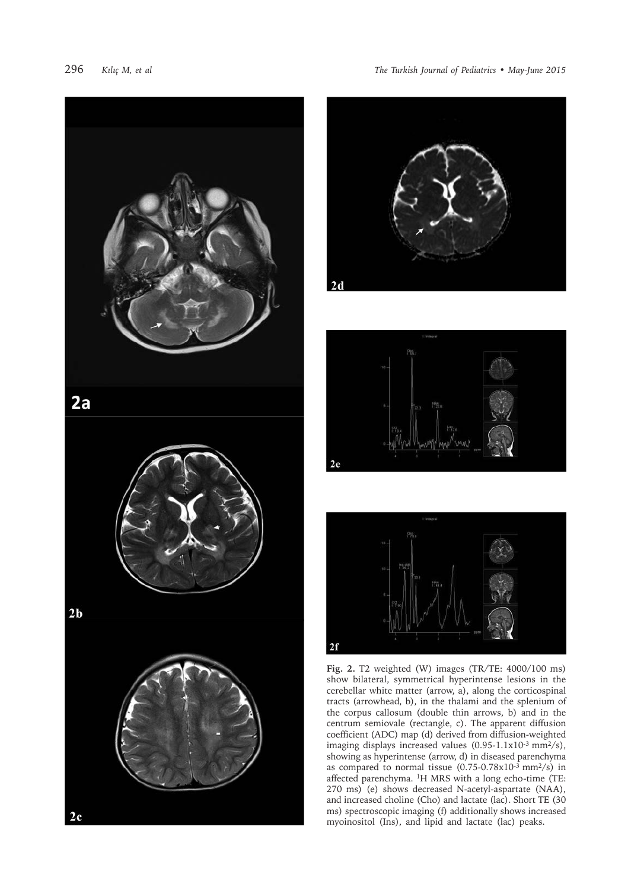2a

2b

2c

2d

2e

2f

**Fig. 2.** T2 weighted (W) images (TR/TE: 4000/100 ms) show bilateral, symmetrical hyperintense lesions in the cerebellar white matter (arrow, a), along the corticospinal tracts (arrowhead, b), in the thalami and the splenium of the corpus callosum (double thin arrows, b) and in the centrum semiovale (rectangle, c). The apparent diffusion coefficient (ADC) map (d) derived from diffusion-weighted imaging displays increased values ($0.95\text{-}1.1\times10^{-3}$ $mm^2/s$), showing as hyperintense (arrow, d) in diseased parenchyma as compared to normal tissue ($0.75\text{-}0.78\times10^{-3}$ $mm^2/s$) in affected parenchyma. $^1H$ MRS with a long echo-time (TE: 270 ms) (e) shows decreased N-acetyl-aspartate (NAA), and increased choline (Cho) and lactate (lac). Short TE (30 ms) spectroscopic imaging (f) additionally shows increased myoinositol (Ins), and lipid and lactate (lac) peaks.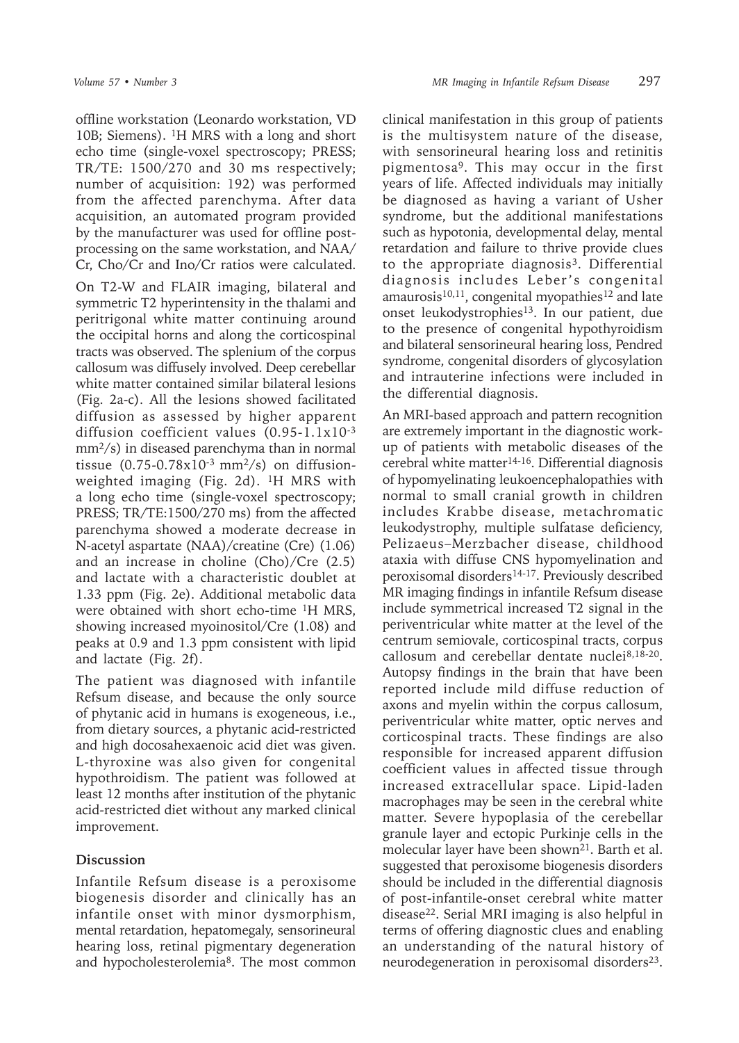offline workstation (Leonardo workstation, VD 10B; Siemens). $^{1}H$ MRS with a long and short echo time (single-voxel spectroscopy; PRESS; TR/TE: 1500/270 and 30 ms respectively; number of acquisition: 192) was performed from the affected parenchyma. After data acquisition, an automated program provided by the manufacturer was used for offline post-processing on the same workstation, and NAA/Cr, Cho/Cr and Ino/Cr ratios were calculated.

On T2-W and FLAIR imaging, bilateral and symmetric T2 hyperintensity in the thalami and peritrigonal white matter continuing around the occipital horns and along the corticospinal tracts was observed. The splenium of the corpus callosum was diffusely involved. Deep cerebellar white matter contained similar bilateral lesions (Fig. 2a-c). All the lesions showed facilitated diffusion as assessed by higher apparent diffusion coefficient values ($0.95\text{-}1.1 \times 10^{-3}$ $mm^2/s$) in diseased parenchyma than in normal tissue ($0.75\text{-}0.78 \times 10^{-3}$ $mm^2/s$) on diffusion-weighted imaging (Fig. 2d). $^{1}H$ MRS with a long echo time (single-voxel spectroscopy; PRESS; TR/TE:1500/270 ms) from the affected parenchyma showed a moderate decrease in N-acetyl aspartate (NAA)/creatine (Cre) (1.06) and an increase in choline (Cho)/Cre (2.5) and lactate with a characteristic doublet at 1.33 ppm (Fig. 2e). Additional metabolic data were obtained with short echo-time $^{1}H$ MRS, showing increased myoinositol/Cre (1.08) and peaks at 0.9 and 1.3 ppm consistent with lipid and lactate (Fig. 2f).

The patient was diagnosed with infantile Refsum disease, and because the only source of phytanic acid in humans is exogeneous, i.e., from dietary sources, a phytanic acid-restricted and high docosahexaenoic acid diet was given. L-thyroxine was also given for congenital hypothroidism. The patient was followed at least 12 months after institution of the phytanic acid-restricted diet without any marked clinical improvement.

## Discussion

Infantile Refsum disease is a peroxisome biogenesis disorder and clinically has an infantile onset with minor dysmorphism, mental retardation, hepatomegaly, sensorineural hearing loss, retinal pigmentary degeneration and hypocholesterolemia[8]. The most common clinical manifestation in this group of patients is the multisystem nature of the disease, with sensorineural hearing loss and retinitis pigmentosa[9]. This may occur in the first years of life. Affected individuals may initially be diagnosed as having a variant of Usher syndrome, but the additional manifestations such as hypotonia, developmental delay, mental retardation and failure to thrive provide clues to the appropriate diagnosis[3]. Differential diagnosis includes Leber's congenital amaurosis[10,11], congenital myopathies[12] and late onset leukodystrophies[13]. In our patient, due to the presence of congenital hypothyroidism and bilateral sensorineural hearing loss, Pendred syndrome, congenital disorders of glycosylation and intrauterine infections were included in the differential diagnosis.

An MRI-based approach and pattern recognition are extremely important in the diagnostic workup of patients with metabolic diseases of the cerebral white matter[14-16]. Differential diagnosis of hypomyelinating leukoencephalopathies with normal to small cranial growth in children includes Krabbe disease, metachromatic leukodystrophy, multiple sulfatase deficiency, Pelizaeus–Merzbacher disease, childhood ataxia with diffuse CNS hypomyelination and peroxisomal disorders[14-17]. Previously described MR imaging findings in infantile Refsum disease include symmetrical increased T2 signal in the periventricular white matter at the level of the centrum semiovale, corticospinal tracts, corpus callosum and cerebellar dentate nuclei[8,18-20]. Autopsy findings in the brain that have been reported include mild diffuse reduction of axons and myelin within the corpus callosum, periventricular white matter, optic nerves and corticospinal tracts. These findings are also responsible for increased apparent diffusion coefficient values in affected tissue through increased extracellular space. Lipid-laden macrophages may be seen in the cerebral white matter. Severe hypoplasia of the cerebellar granule layer and ectopic Purkinje cells in the molecular layer have been shown[21]. Barth et al. suggested that peroxisome biogenesis disorders should be included in the differential diagnosis of post-infantile-onset cerebral white matter disease[22]. Serial MRI imaging is also helpful in terms of offering diagnostic clues and enabling an understanding of the natural history of neurodegeneration in peroxisomal disorders[23].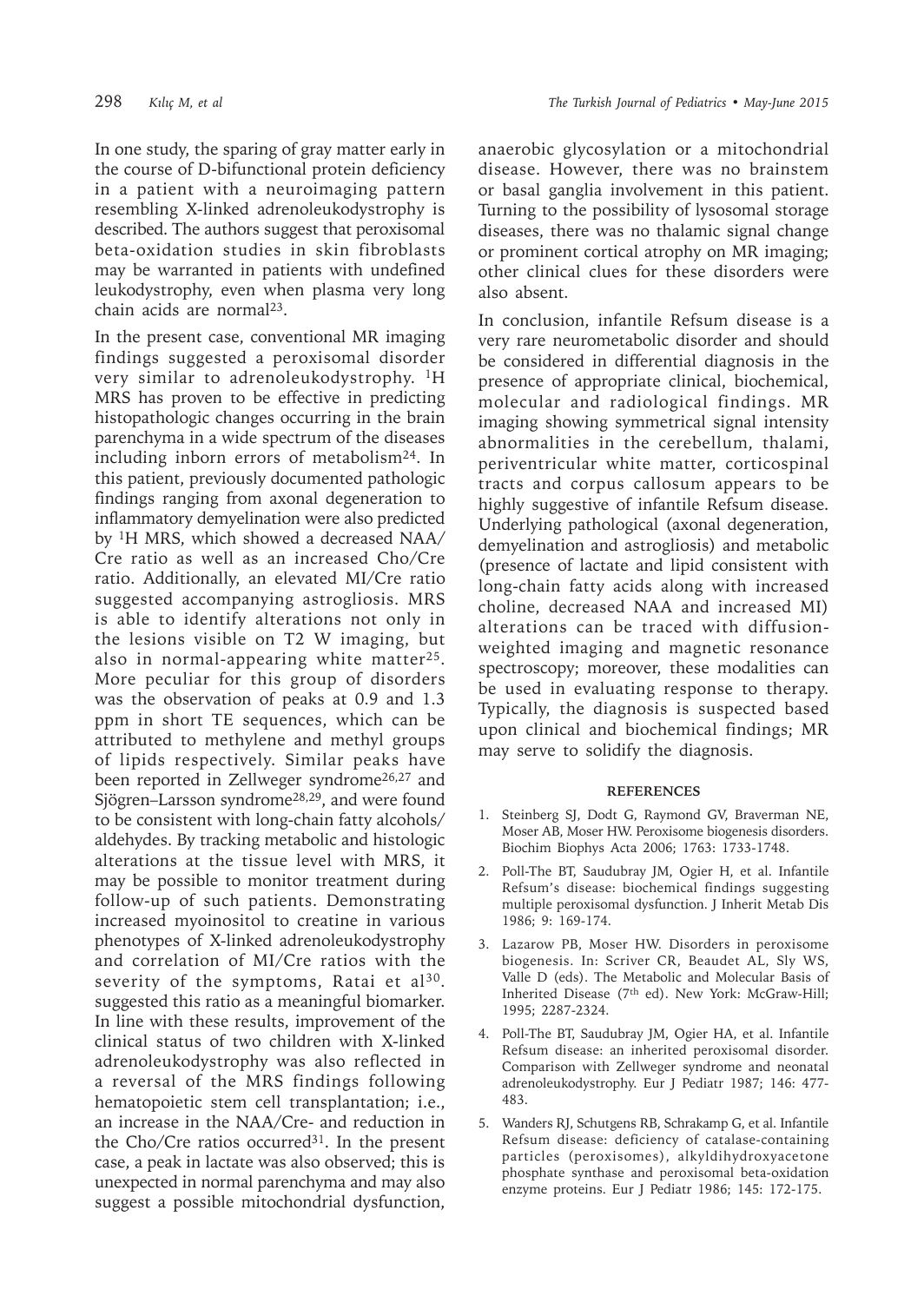In one study, the sparing of gray matter early in the course of D-bifunctional protein deficiency in a patient with a neuroimaging pattern resembling X-linked adrenoleukodystrophy is described. The authors suggest that peroxisomal beta-oxidation studies in skin fibroblasts may be warranted in patients with undefined leukodystrophy, even when plasma very long chain acids are normal[23].

In the present case, conventional MR imaging findings suggested a peroxisomal disorder very similar to adrenoleukodystrophy. $^{1}$H MRS has proven to be effective in predicting histopathologic changes occurring in the brain parenchyma in a wide spectrum of the diseases including inborn errors of metabolism[24]. In this patient, previously documented pathologic findings ranging from axonal degeneration to inflammatory demyelination were also predicted by $^{1}$H MRS, which showed a decreased NAA/Cre ratio as well as an increased Cho/Cre ratio. Additionally, an elevated MI/Cre ratio suggested accompanying astrogliosis. MRS is able to identify alterations not only in the lesions visible on T2 W imaging, but also in normal-appearing white matter[25]. More peculiar for this group of disorders was the observation of peaks at 0.9 and 1.3 ppm in short TE sequences, which can be attributed to methylene and methyl groups of lipids respectively. Similar peaks have been reported in Zellweger syndrome[26,27] and Sjögren–Larsson syndrome[28,29], and were found to be consistent with long-chain fatty alcohols/aldehydes. By tracking metabolic and histologic alterations at the tissue level with MRS, it may be possible to monitor treatment during follow-up of such patients. Demonstrating increased myoinositol to creatine in various phenotypes of X-linked adrenoleukodystrophy and correlation of MI/Cre ratios with the severity of the symptoms, Ratai et al[30]. suggested this ratio as a meaningful biomarker. In line with these results, improvement of the clinical status of two children with X-linked adrenoleukodystrophy was also reflected in a reversal of the MRS findings following hematopoietic stem cell transplantation; i.e., an increase in the NAA/Cre- and reduction in the Cho/Cre ratios occurred[31]. In the present case, a peak in lactate was also observed; this is unexpected in normal parenchyma and may also suggest a possible mitochondrial dysfunction, anaerobic glycosylation or a mitochondrial disease. However, there was no brainstem or basal ganglia involvement in this patient. Turning to the possibility of lysosomal storage diseases, there was no thalamic signal change or prominent cortical atrophy on MR imaging; other clinical clues for these disorders were also absent.

In conclusion, infantile Refsum disease is a very rare neurometabolic disorder and should be considered in differential diagnosis in the presence of appropriate clinical, biochemical, molecular and radiological findings. MR imaging showing symmetrical signal intensity abnormalities in the cerebellum, thalami, periventricular white matter, corticospinal tracts and corpus callosum appears to be highly suggestive of infantile Refsum disease. Underlying pathological (axonal degeneration, demyelination and astrogliosis) and metabolic (presence of lactate and lipid consistent with long-chain fatty acids along with increased choline, decreased NAA and increased MI) alterations can be traced with diffusion-weighted imaging and magnetic resonance spectroscopy; moreover, these modalities can be used in evaluating response to therapy. Typically, the diagnosis is suspected based upon clinical and biochemical findings; MR may serve to solidify the diagnosis.

## REFERENCES

1. Steinberg SJ, Dodt G, Raymond GV, Braverman NE, Moser AB, Moser HW. Peroxisome biogenesis disorders. Biochim Biophys Acta 2006; 1763: 1733-1748.
2. Poll-The BT, Saudubray JM, Ogier H, et al. Infantile Refsum's disease: biochemical findings suggesting multiple peroxisomal dysfunction. J Inherit Metab Dis 1986; 9: 169-174.
3. Lazarow PB, Moser HW. Disorders in peroxisome biogenesis. In: Scriver CR, Beaudet AL, Sly WS, Valle D (eds). The Metabolic and Molecular Basis of Inherited Disease (7th ed). New York: McGraw-Hill; 1995; 2287-2324.
4. Poll-The BT, Saudubray JM, Ogier HA, et al. Infantile Refsum disease: an inherited peroxisomal disorder. Comparison with Zellweger syndrome and neonatal adrenoleukodystrophy. Eur J Pediatr 1987; 146: 477-483.
5. Wanders RJ, Schutgens RB, Schrakamp G, et al. Infantile Refsum disease: deficiency of catalase-containing particles (peroxisomes), alkyldihydroxyacetone phosphate synthase and peroxisomal beta-oxidation enzyme proteins. Eur J Pediatr 1986; 145: 172-175.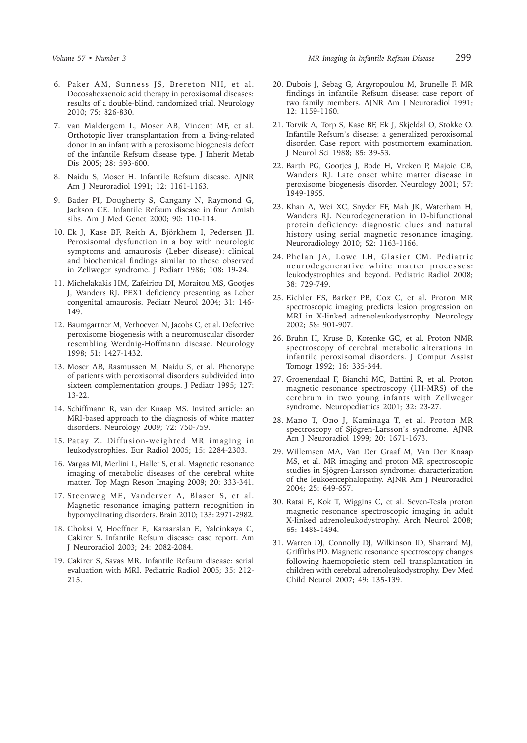6. Paker AM, Sunness JS, Brereton NH, et al. Docosahexaenoic acid therapy in peroxisomal diseases: results of a double-blind, randomized trial. Neurology 2010; 75: 826-830.

7. van Maldergem L, Moser AB, Vincent MF, et al. Orthotopic liver transplantation from a living-related donor in an infant with a peroxisome biogenesis defect of the infantile Refsum disease type. J Inherit Metab Dis 2005; 28: 593-600.

8. Naidu S, Moser H. Infantile Refsum disease. AJNR Am J Neuroradiol 1991; 12: 1161-1163.

9. Bader PI, Dougherty S, Cangany N, Raymond G, Jackson CE. Infantile Refsum disease in four Amish sibs. Am J Med Genet 2000; 90: 110-114.

10. Ek J, Kase BF, Reith A, Björkhem I, Pedersen JI. Peroxisomal dysfunction in a boy with neurologic symptoms and amaurosis (Leber disease): clinical and biochemical findings similar to those observed in Zellweger syndrome. J Pediatr 1986; 108: 19-24.

11. Michelakakis HM, Zafeiriou DI, Moraitou MS, Gootjes J, Wanders RJ. PEX1 deficiency presenting as Leber congenital amaurosis. Pediatr Neurol 2004; 31: 146-149.

12. Baumgartner M, Verhoeven N, Jacobs C, et al. Defective peroxisome biogenesis with a neuromuscular disorder resembling Werdnig-Hoffmann disease. Neurology 1998; 51: 1427-1432.

13. Moser AB, Rasmussen M, Naidu S, et al. Phenotype of patients with peroxisomal disorders subdivided into sixteen complementation groups. J Pediatr 1995; 127: 13-22.

14. Schiffmann R, van der Knaap MS. Invited article: an MRI-based approach to the diagnosis of white matter disorders. Neurology 2009; 72: 750-759.

15. Patay Z. Diffusion-weighted MR imaging in leukodystrophies. Eur Radiol 2005; 15: 2284-2303.

16. Vargas MI, Merlini L, Haller S, et al. Magnetic resonance imaging of metabolic diseases of the cerebral white matter. Top Magn Reson Imaging 2009; 20: 333-341.

17. Steenweg ME, Vanderver A, Blaser S, et al. Magnetic resonance imaging pattern recognition in hypomyelinating disorders. Brain 2010; 133: 2971-2982.

18. Choksi V, Hoeffner E, Karaarslan E, Yalcinkaya C, Cakirer S. Infantile Refsum disease: case report. Am J Neuroradiol 2003; 24: 2082-2084.

19. Cakirer S, Savas MR. Infantile Refsum disease: serial evaluation with MRI. Pediatric Radiol 2005; 35: 212-215.

20. Dubois J, Sebag G, Argyropoulou M, Brunelle F. MR findings in infantile Refsum disease: case report of two family members. AJNR Am J Neuroradiol 1991; 12: 1159-1160.

21. Torvik A, Torp S, Kase BF, Ek J, Skjeldal O, Stokke O. Infantile Refsum's disease: a generalized peroxisomal disorder. Case report with postmortem examination. J Neurol Sci 1988; 85: 39-53.

22. Barth PG, Gootjes J, Bode H, Vreken P, Majoie CB, Wanders RJ. Late onset white matter disease in peroxisome biogenesis disorder. Neurology 2001; 57: 1949-1955.

23. Khan A, Wei XC, Snyder FF, Mah JK, Waterham H, Wanders RJ. Neurodegeneration in D-bifunctional protein deficiency: diagnostic clues and natural history using serial magnetic resonance imaging. Neuroradiology 2010; 52: 1163-1166.

24. Phelan JA, Lowe LH, Glasier CM. Pediatric neurodegenerative white matter processes: leukodystrophies and beyond. Pediatric Radiol 2008; 38: 729-749.

25. Eichler FS, Barker PB, Cox C, et al. Proton MR spectroscopic imaging predicts lesion progression on MRI in X-linked adrenoleukodystrophy. Neurology 2002; 58: 901-907.

26. Bruhn H, Kruse B, Korenke GC, et al. Proton NMR spectroscopy of cerebral metabolic alterations in infantile peroxisomal disorders. J Comput Assist Tomogr 1992; 16: 335-344.

27. Groenendaal F, Bianchi MC, Battini R, et al. Proton magnetic resonance spectroscopy (1H-MRS) of the cerebrum in two young infants with Zellweger syndrome. Neuropediatrics 2001; 32: 23-27.

28. Mano T, Ono J, Kaminaga T, et al. Proton MR spectroscopy of Sjögren-Larsson's syndrome. AJNR Am J Neuroradiol 1999; 20: 1671-1673.

29. Willemsen MA, Van Der Graaf M, Van Der Knaap MS, et al. MR imaging and proton MR spectroscopic studies in Sjögren-Larsson syndrome: characterization of the leukoencephalopathy. AJNR Am J Neuroradiol 2004; 25: 649-657.

30. Ratai E, Kok T, Wiggins C, et al. Seven-Tesla proton magnetic resonance spectroscopic imaging in adult X-linked adrenoleukodystrophy. Arch Neurol 2008; 65: 1488-1494.

31. Warren DJ, Connolly DJ, Wilkinson ID, Sharrard MJ, Griffiths PD. Magnetic resonance spectroscopy changes following haemopoietic stem cell transplantation in children with cerebral adrenoleukodystrophy. Dev Med Child Neurol 2007; 49: 135-139.